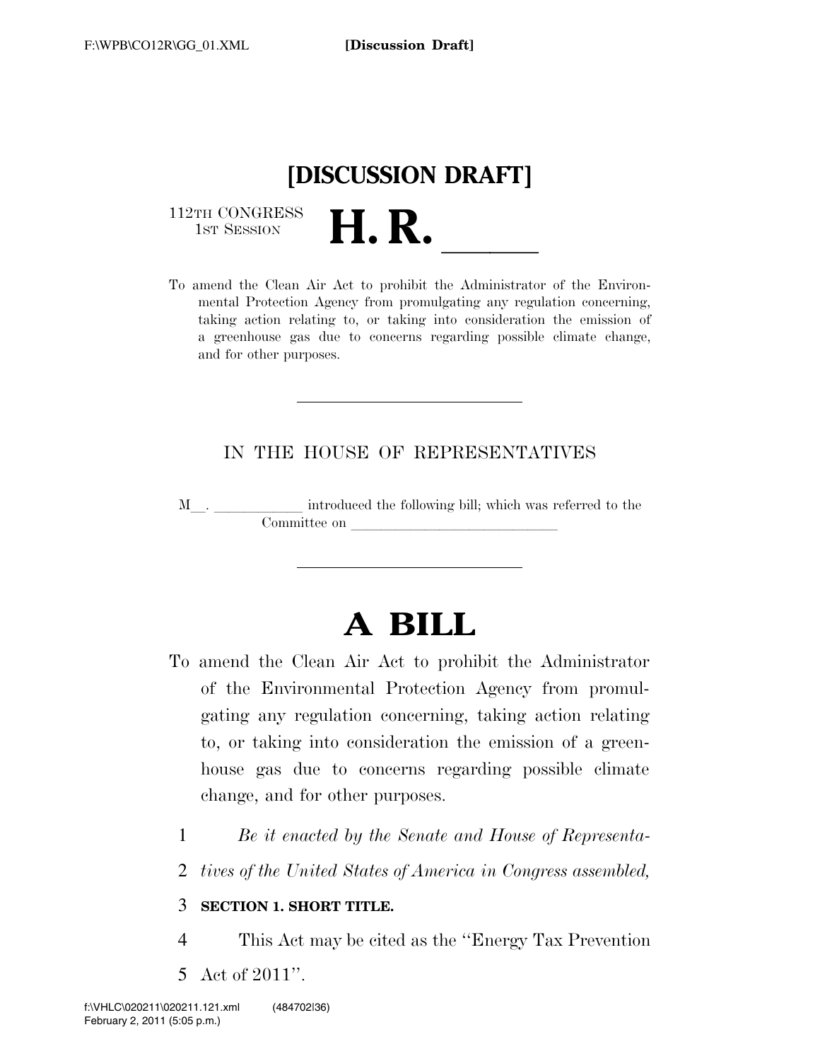# [DISCUSSION DRAFT]

112TH CONGRESS
1ST SESSION

# H. R. ______

To amend the Clean Air Act to prohibit the Administrator of the Environmental Protection Agency from promulgating any regulation concerning, taking action relating to, or taking into consideration the emission of a greenhouse gas due to concerns regarding possible climate change, and for other purposes.

---

IN THE HOUSE OF REPRESENTATIVES

M__. ____________ introduced the following bill; which was referred to the Committee on ______________________________

---

# A BILL

To amend the Clean Air Act to prohibit the Administrator of the Environmental Protection Agency from promulgating any regulation concerning, taking action relating to, or taking into consideration the emission of a greenhouse gas due to concerns regarding possible climate change, and for other purposes.

1 *Be it enacted by the Senate and House of Representa-*
2 *tives of the United States of America in Congress assembled,*

3 **SECTION 1. SHORT TITLE.**

4 This Act may be cited as the ''Energy Tax Prevention
5 Act of 2011''.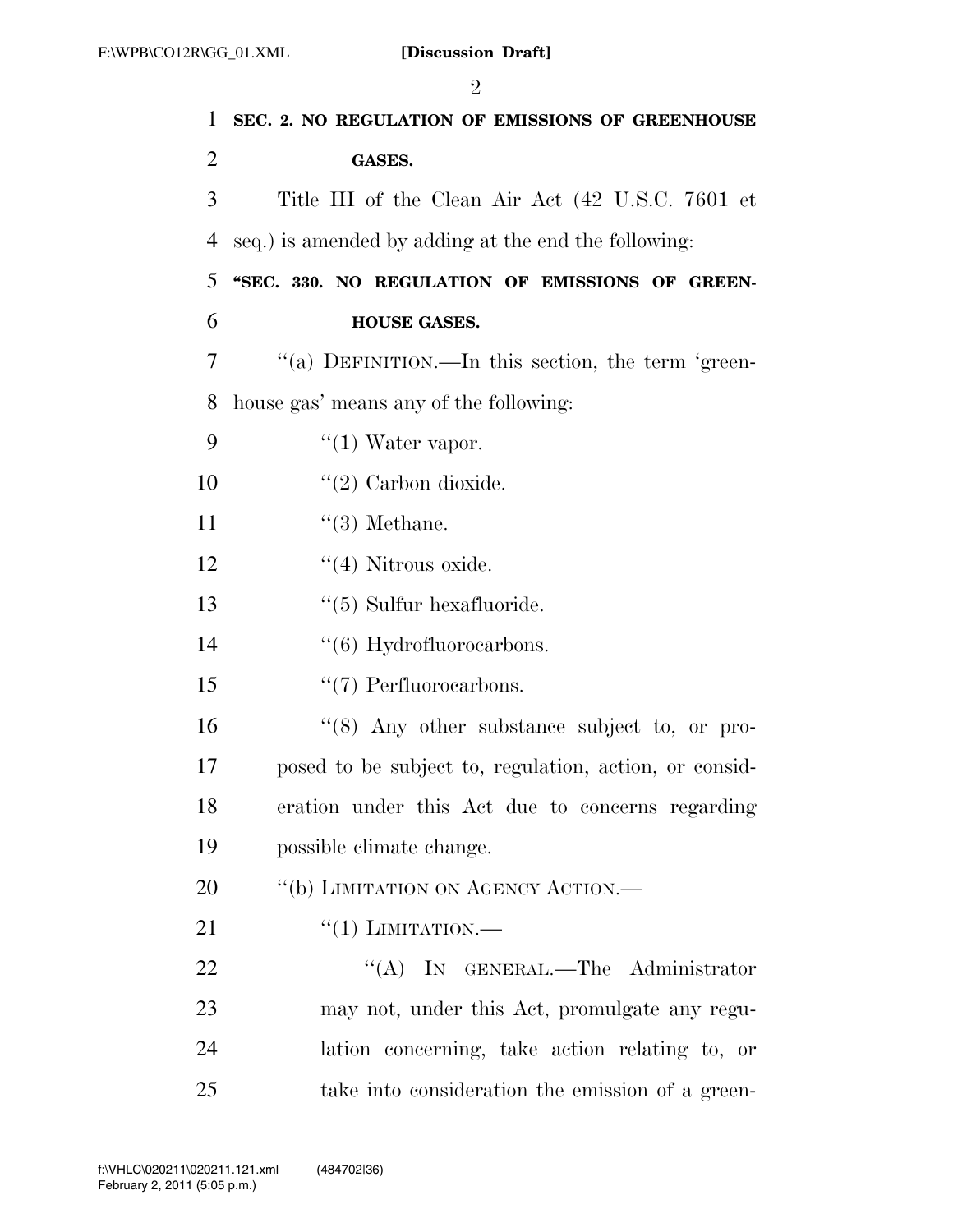**SEC. 2. NO REGULATION OF EMISSIONS OF GREENHOUSE GASES.**

Title III of the Clean Air Act (42 U.S.C. 7601 et seq.) is amended by adding at the end the following:

**"SEC. 330. NO REGULATION OF EMISSIONS OF GREENHOUSE GASES.**

"(a) DEFINITION.—In this section, the term 'greenhouse gas' means any of the following:

"(1) Water vapor.

"(2) Carbon dioxide.

"(3) Methane.

"(4) Nitrous oxide.

"(5) Sulfur hexafluoride.

"(6) Hydrofluorocarbons.

"(7) Perfluorocarbons.

"(8) Any other substance subject to, or proposed to be subject to, regulation, action, or consideration under this Act due to concerns regarding possible climate change.

"(b) LIMITATION ON AGENCY ACTION.—

"(1) LIMITATION.—

"(A) IN GENERAL.—The Administrator may not, under this Act, promulgate any regulation concerning, take action relating to, or take into consideration the emission of a green-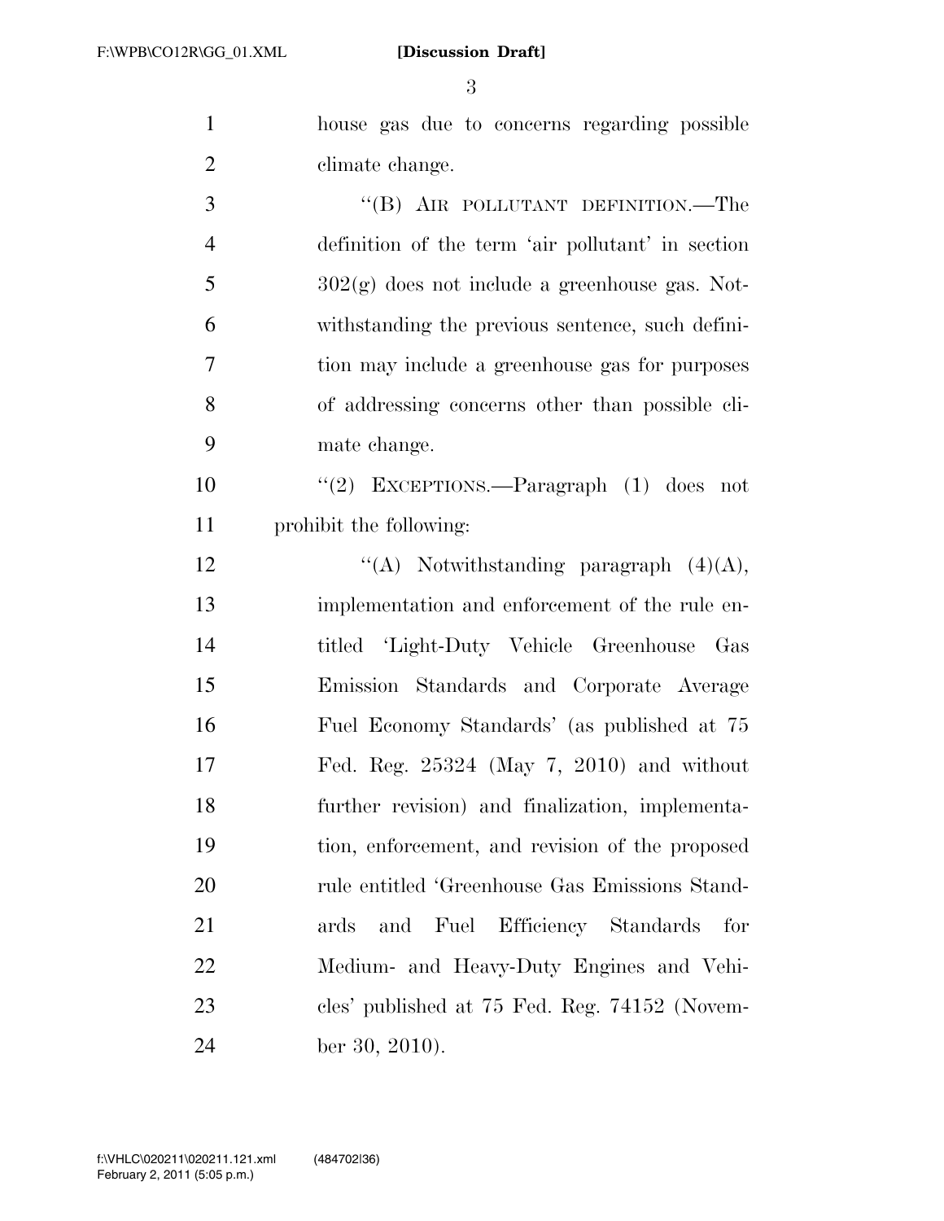house gas due to concerns regarding possible climate change.

"(B) AIR POLLUTANT DEFINITION.—The definition of the term 'air pollutant' in section 302(g) does not include a greenhouse gas. Notwithstanding the previous sentence, such definition may include a greenhouse gas for purposes of addressing concerns other than possible climate change.

"(2) EXCEPTIONS.—Paragraph (1) does not prohibit the following:

"(A) Notwithstanding paragraph (4)(A), implementation and enforcement of the rule entitled 'Light-Duty Vehicle Greenhouse Gas Emission Standards and Corporate Average Fuel Economy Standards' (as published at 75 Fed. Reg. 25324 (May 7, 2010) and without further revision) and finalization, implementation, enforcement, and revision of the proposed rule entitled 'Greenhouse Gas Emissions Standards and Fuel Efficiency Standards for Medium- and Heavy-Duty Engines and Vehicles' published at 75 Fed. Reg. 74152 (November 30, 2010).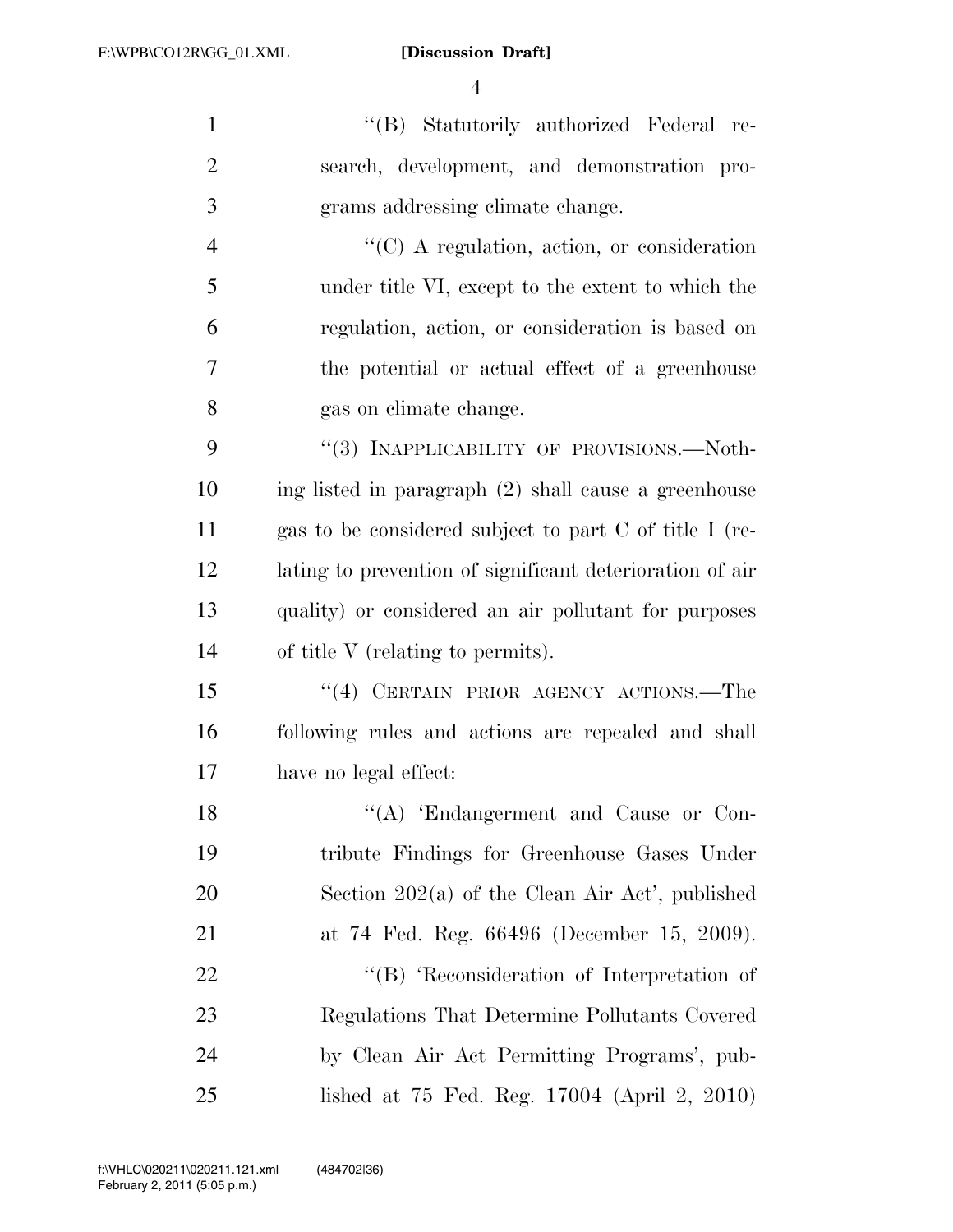"(B) Statutorily authorized Federal research, development, and demonstration programs addressing climate change.

"(C) A regulation, action, or consideration under title VI, except to the extent to which the regulation, action, or consideration is based on the potential or actual effect of a greenhouse gas on climate change.

"(3) INAPPLICABILITY OF PROVISIONS.—Nothing listed in paragraph (2) shall cause a greenhouse gas to be considered subject to part C of title I (relating to prevention of significant deterioration of air quality) or considered an air pollutant for purposes of title V (relating to permits).

"(4) CERTAIN PRIOR AGENCY ACTIONS.—The following rules and actions are repealed and shall have no legal effect:

"(A) 'Endangerment and Cause or Contribute Findings for Greenhouse Gases Under Section 202(a) of the Clean Air Act', published at 74 Fed. Reg. 66496 (December 15, 2009).

"(B) 'Reconsideration of Interpretation of Regulations That Determine Pollutants Covered by Clean Air Act Permitting Programs', published at 75 Fed. Reg. 17004 (April 2, 2010)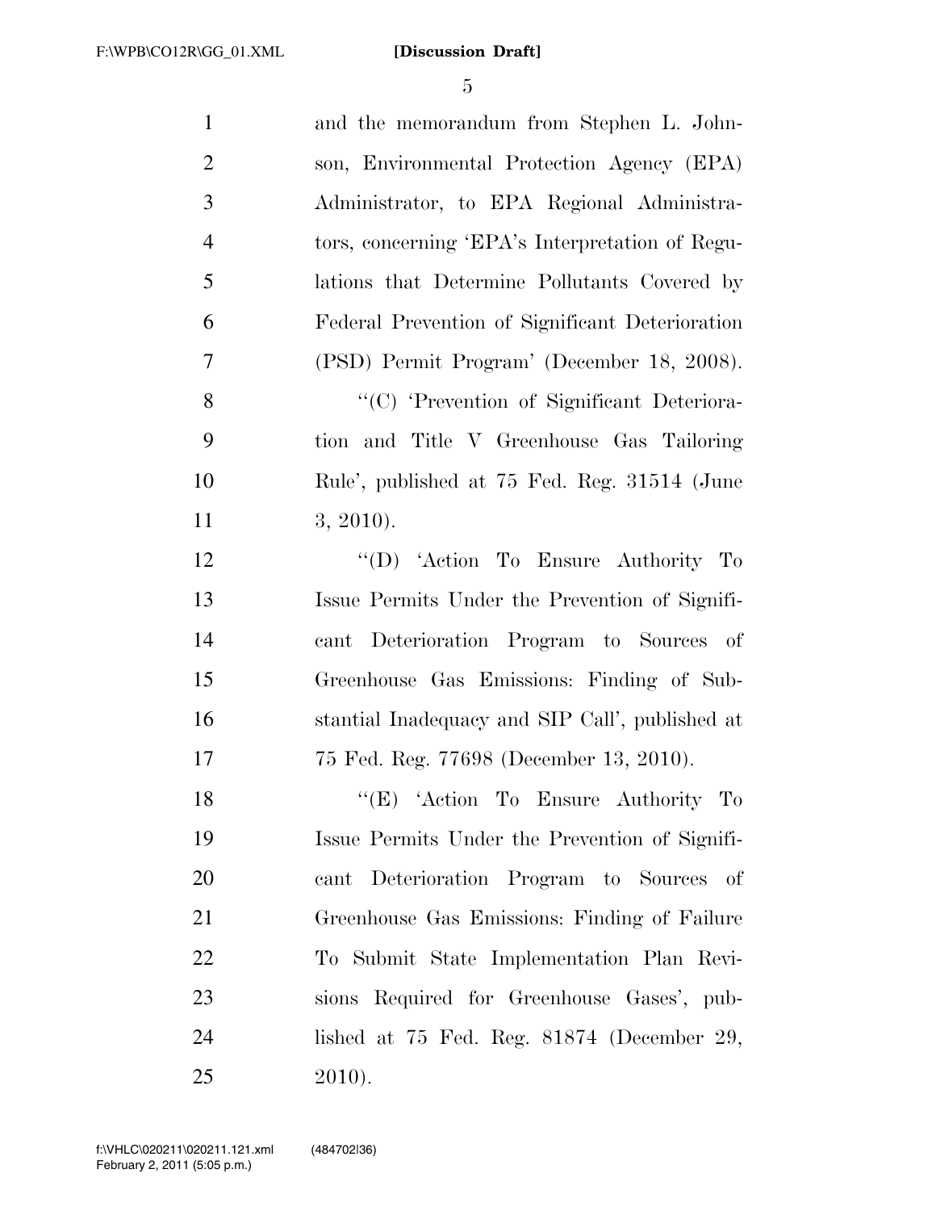and the memorandum from Stephen L. Johnson, Environmental Protection Agency (EPA) Administrator, to EPA Regional Administrators, concerning 'EPA's Interpretation of Regulations that Determine Pollutants Covered by Federal Prevention of Significant Deterioration (PSD) Permit Program' (December 18, 2008).

"(C) 'Prevention of Significant Deterioration and Title V Greenhouse Gas Tailoring Rule', published at 75 Fed. Reg. 31514 (June 3, 2010).

"(D) 'Action To Ensure Authority To Issue Permits Under the Prevention of Significant Deterioration Program to Sources of Greenhouse Gas Emissions: Finding of Substantial Inadequacy and SIP Call', published at 75 Fed. Reg. 77698 (December 13, 2010).

"(E) 'Action To Ensure Authority To Issue Permits Under the Prevention of Significant Deterioration Program to Sources of Greenhouse Gas Emissions: Finding of Failure To Submit State Implementation Plan Revisions Required for Greenhouse Gases', published at 75 Fed. Reg. 81874 (December 29, 2010).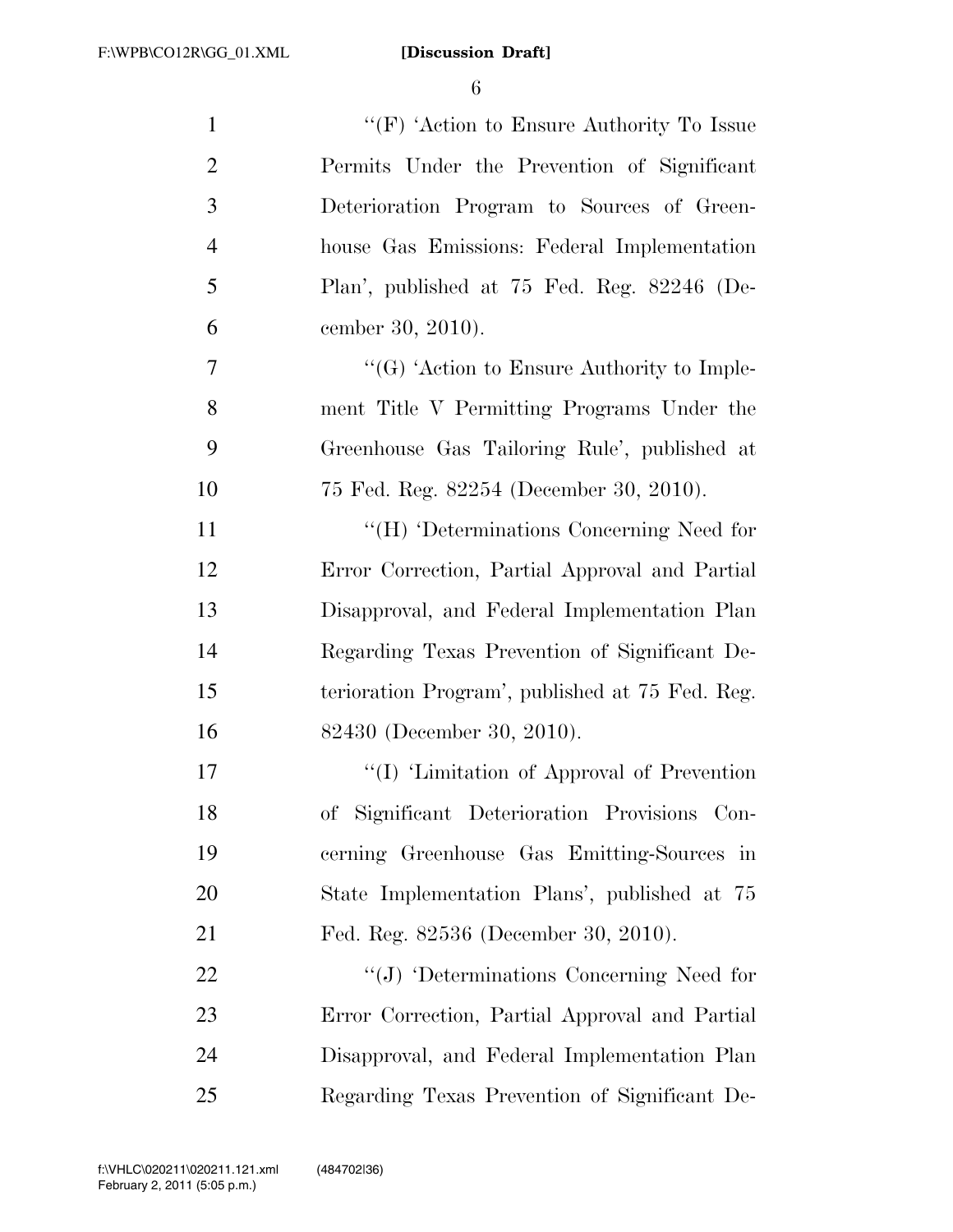''(F) 'Action to Ensure Authority To Issue Permits Under the Prevention of Significant Deterioration Program to Sources of Greenhouse Gas Emissions: Federal Implementation Plan', published at 75 Fed. Reg. 82246 (December 30, 2010).

''(G) 'Action to Ensure Authority to Implement Title V Permitting Programs Under the Greenhouse Gas Tailoring Rule', published at 75 Fed. Reg. 82254 (December 30, 2010).

''(H) 'Determinations Concerning Need for Error Correction, Partial Approval and Partial Disapproval, and Federal Implementation Plan Regarding Texas Prevention of Significant Deterioration Program', published at 75 Fed. Reg. 82430 (December 30, 2010).

''(I) 'Limitation of Approval of Prevention of Significant Deterioration Provisions Concerning Greenhouse Gas Emitting-Sources in State Implementation Plans', published at 75 Fed. Reg. 82536 (December 30, 2010).

''(J) 'Determinations Concerning Need for Error Correction, Partial Approval and Partial Disapproval, and Federal Implementation Plan Regarding Texas Prevention of Significant De-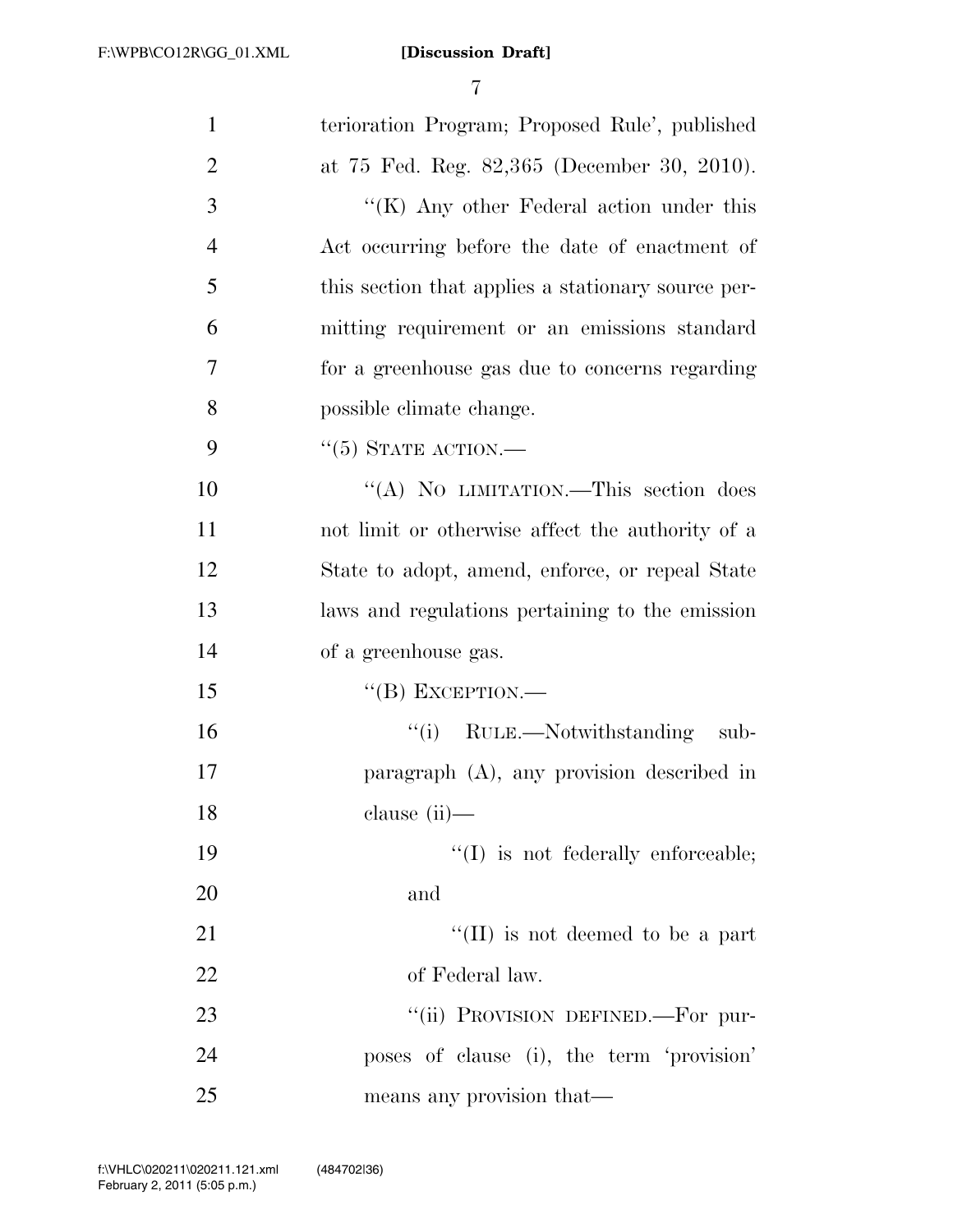terioration Program; Proposed Rule', published at 75 Fed. Reg. 82,365 (December 30, 2010).

"(K) Any other Federal action under this Act occurring before the date of enactment of this section that applies a stationary source permitting requirement or an emissions standard for a greenhouse gas due to concerns regarding possible climate change.

"(5) STATE ACTION.—

"(A) NO LIMITATION.—This section does not limit or otherwise affect the authority of a State to adopt, amend, enforce, or repeal State laws and regulations pertaining to the emission of a greenhouse gas.

"(B) EXCEPTION.—

"(i) RULE.—Notwithstanding subparagraph (A), any provision described in clause (ii)—

"(I) is not federally enforceable; and

"(II) is not deemed to be a part of Federal law.

"(ii) PROVISION DEFINED.—For purposes of clause (i), the term 'provision' means any provision that—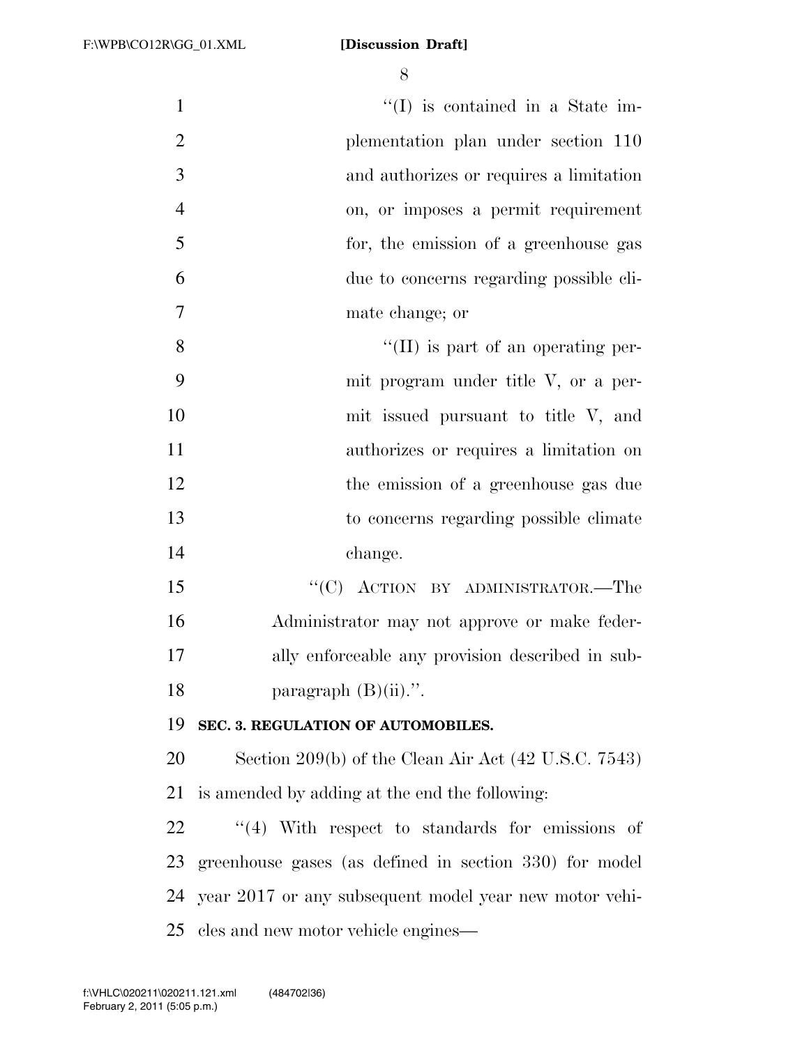''(I) is contained in a State implementation plan under section 110 and authorizes or requires a limitation on, or imposes a permit requirement for, the emission of a greenhouse gas due to concerns regarding possible climate change; or

''(II) is part of an operating permit program under title V, or a permit issued pursuant to title V, and authorizes or requires a limitation on the emission of a greenhouse gas due to concerns regarding possible climate change.

''(C) ACTION BY ADMINISTRATOR.—The Administrator may not approve or make federally enforceable any provision described in subparagraph (B)(ii).''.

**SEC. 3. REGULATION OF AUTOMOBILES.**

Section 209(b) of the Clean Air Act (42 U.S.C. 7543) is amended by adding at the end the following:

''(4) With respect to standards for emissions of greenhouse gases (as defined in section 330) for model year 2017 or any subsequent model year new motor vehicles and new motor vehicle engines—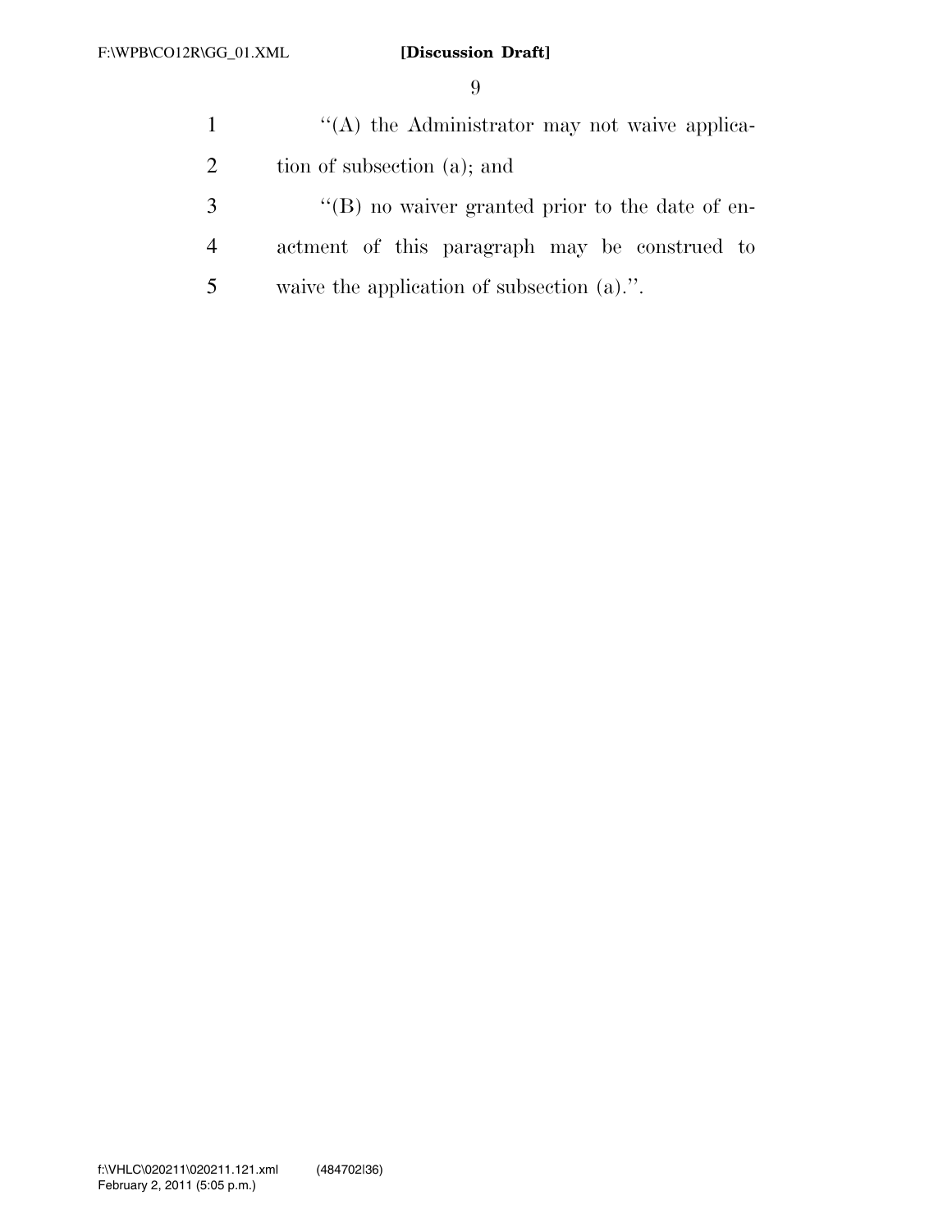''(A) the Administrator may not waive application of subsection (a); and

''(B) no waiver granted prior to the date of enactment of this paragraph may be construed to waive the application of subsection (a).''.